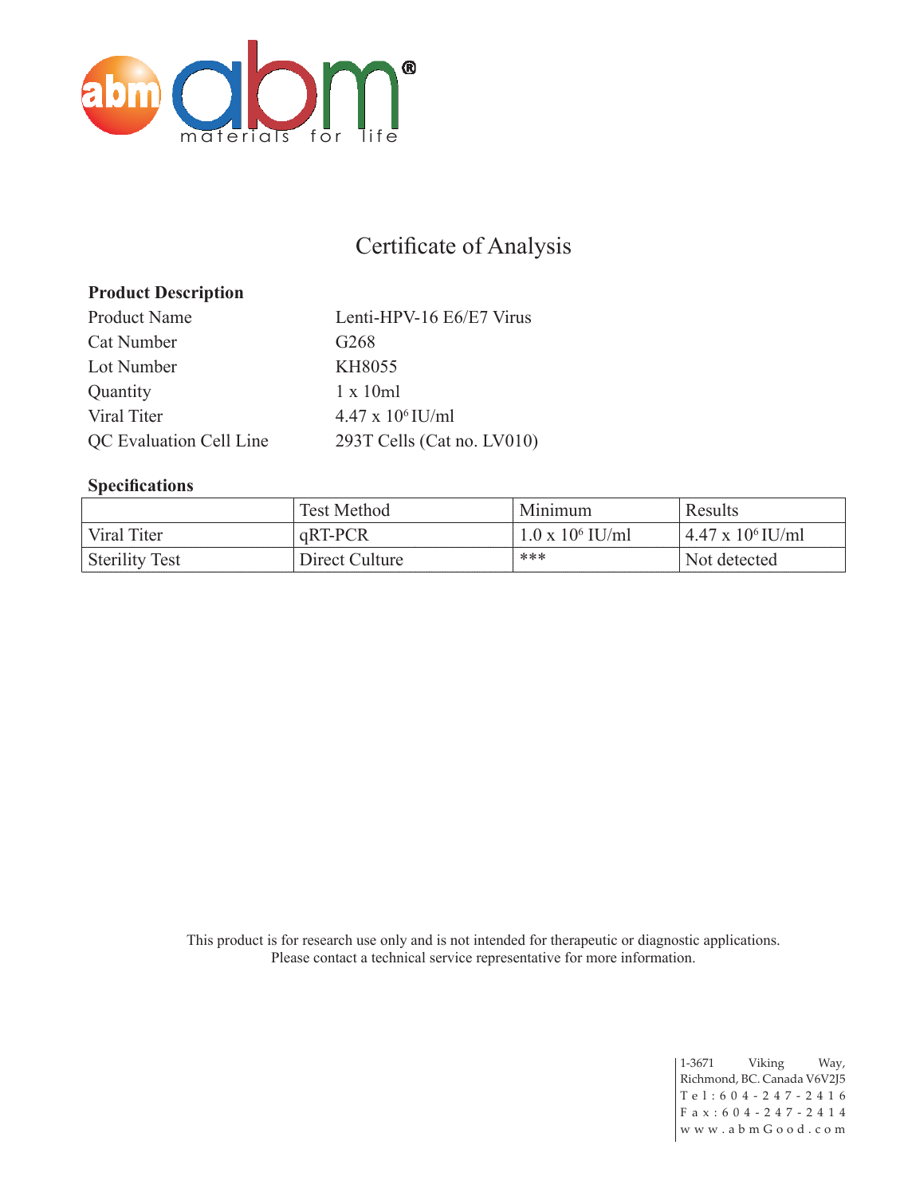# Certificate of Analysis

**Product Description**

| | |
|---|---|
| Product Name | Lenti-HPV-16 E6/E7 Virus |
| Cat Number | G268 |
| Lot Number | KH8055 |
| Quantity | 1 x 10ml |
| Viral Titer | 4.47 x $10^6$ IU/ml |
| QC Evaluation Cell Line | 293T Cells (Cat no. LV010) |

**Specifications**

| | Test Method | Minimum | Results |
|---|---|---|---|
| Viral Titer | qRT-PCR | 1.0 x $10^6$ IU/ml | 4.47 x $10^6$ IU/ml |
| Sterility Test | Direct Culture | *** | Not detected |

This product is for research use only and is not intended for therapeutic or diagnostic applications.
Please contact a technical service representative for more information.

1-3671 Viking Way,
Richmond, BC. Canada V6V2J5
Tel: 604-247-2416
Fax: 604-247-2414
www.abmGood.com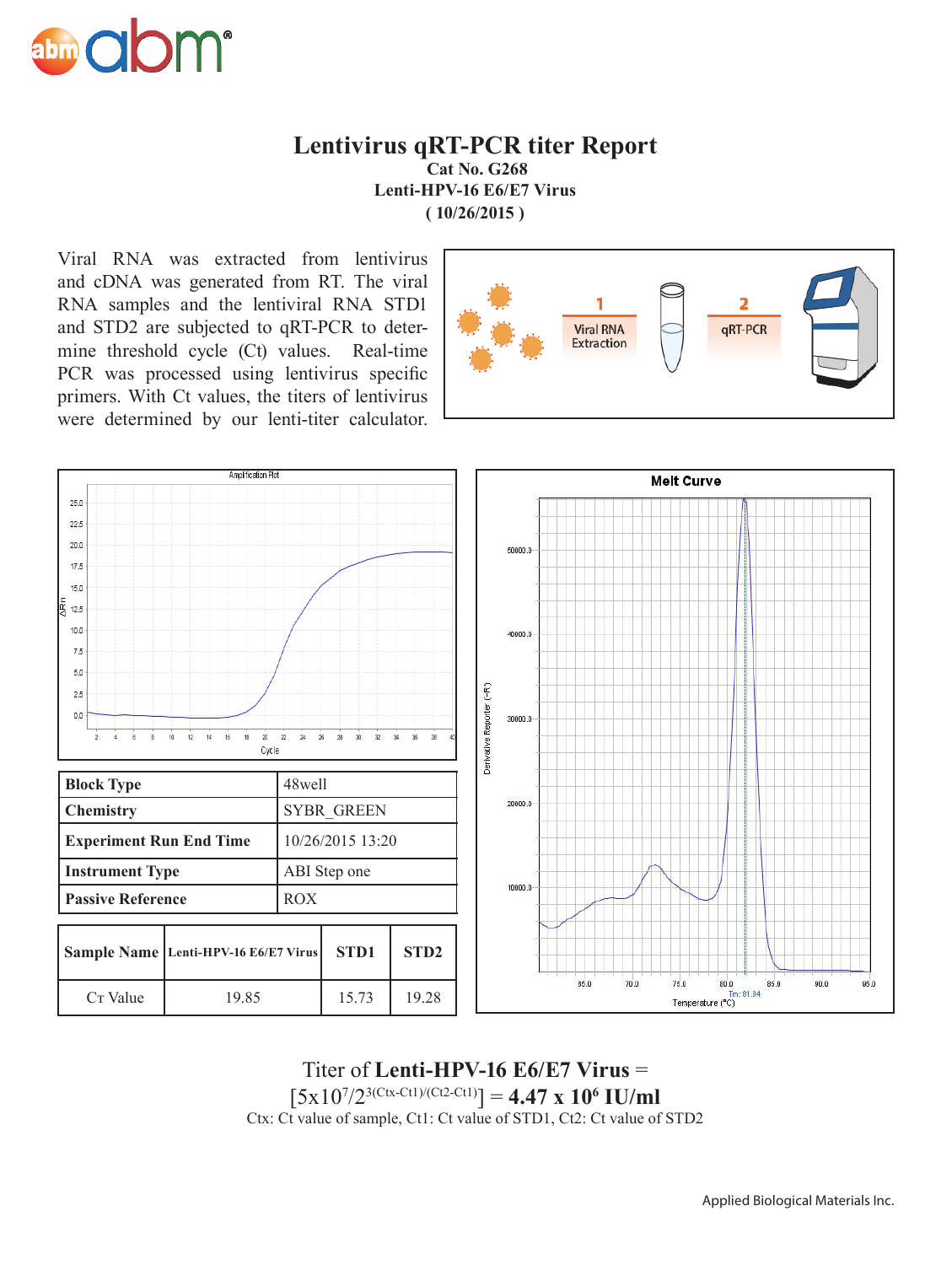# Lentivirus qRT-PCR titer Report

**Cat No. G268**

**Lenti-HPV-16 E6/E7 Virus**

**( 10/26/2015 )**

Viral RNA was extracted from lentivirus and cDNA was generated from RT. The viral RNA samples and the lentiviral RNA STD1 and STD2 are subjected to qRT-PCR to determine threshold cycle (Ct) values. Real-time PCR was processed using lentivirus specific primers. With Ct values, the titers of lentivirus were determined by our lenti-titer calculator.

1 Viral RNA Extraction

2 qRT-PCR

Amplification Plot

ΔRn

25.0
22.5
20.0
17.5
15.0
12.5
10.0
7.5
5.0
2.5
0.0

2 4 6 8 10 12 14 16 18 20 22 24 26 28 30 32 34 36 38 40

Cycle

| | |
|---|---|
| **Block Type** | 48well |
| **Chemistry** | SYBR_GREEN |
| **Experiment Run End Time** | 10/26/2015 13:20 |
| **Instrument Type** | ABI Step one |
| **Passive Reference** | ROX |

| **Sample Name** | **Lenti-HPV-16 E6/E7 Virus** | **STD1** | **STD2** |
|---|---|---|---|
| CT Value | 19.85 | 15.73 | 19.28 |

**Melt Curve**

Derivative Reporter (-R')

50000.0
40000.0
30000.0
20000.0
10000.0

65.0 70.0 75.0 80.0 85.0 90.0 95.0

Tm: 81.84

Temperature (°C)

Titer of **Lenti-HPV-16 E6/E7 Virus** =

$[5\text{x}10^{7}/2^{3(\text{Ctx-Ct1})/(\text{Ct2-Ct1})}]$ = **4.47 x 10$^{6}$ IU/ml**

Ctx: Ct value of sample, Ct1: Ct value of STD1, Ct2: Ct value of STD2

Applied Biological Materials Inc.